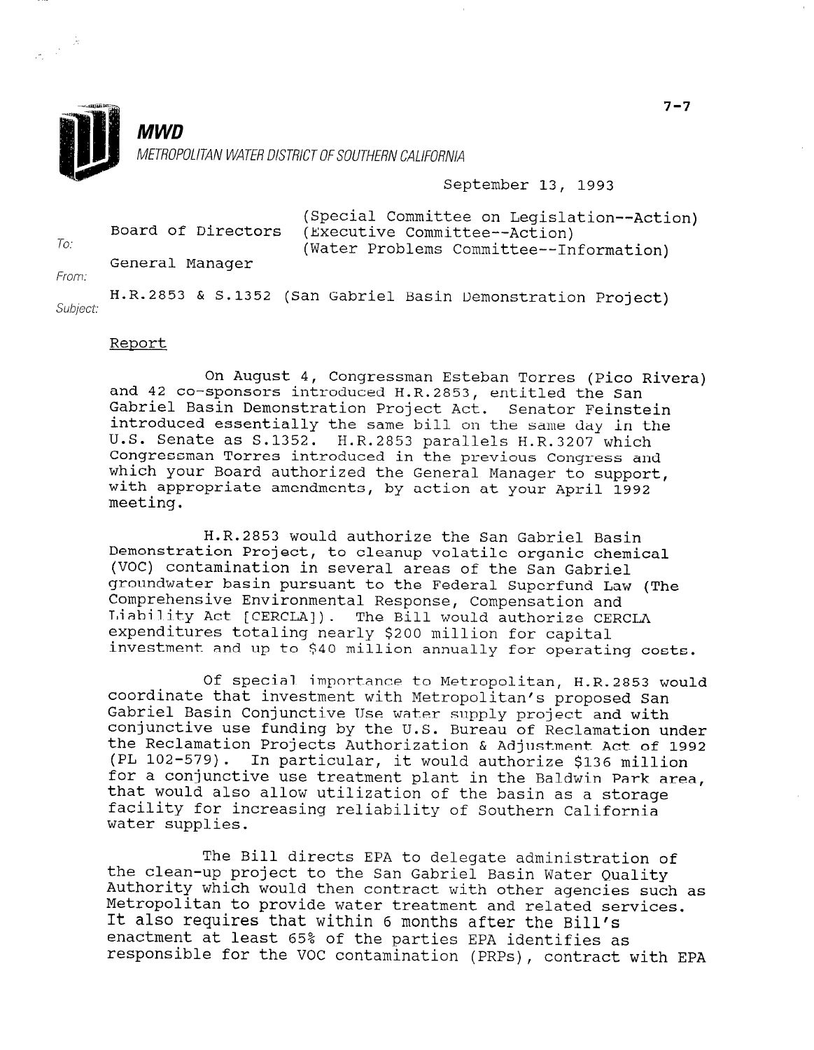**MWD**

METROPOLITAN WATER DISTRICT OF SOUTHERN CALIFORNIA

7-7

September 13, 1993

To: Board of Directors (Special Committee on Legislation--Action) (Executive Committee--Action) (Water Problems Committee--Information)

From: General Manager

Subject: H.R.2853 & S.1352 (San Gabriel Basin Demonstration Project)

## Report

On August 4, Congressman Esteban Torres (Pico Rivera) and 42 co-sponsors introduced H.R.2853, entitled the San Gabriel Basin Demonstration Project Act. Senator Feinstein introduced essentially the same bill on the same day in the U.S. Senate as S.1352. H.R.2853 parallels H.R.3207 which Congressman Torres introduced in the previous Congress and which your Board authorized the General Manager to support, with appropriate amendments, by action at your April 1992 meeting.

H.R.2853 would authorize the San Gabriel Basin Demonstration Project, to cleanup volatile organic chemical (VOC) contamination in several areas of the San Gabriel groundwater basin pursuant to the Federal Superfund Law (The Comprehensive Environmental Response, Compensation and Liability Act [CERCLA]). The Bill would authorize CERCLA expenditures totaling nearly $200 million for capital investment and up to $40 million annually for operating costs.

Of special importance to Metropolitan, H.R.2853 would coordinate that investment with Metropolitan's proposed San Gabriel Basin Conjunctive Use water supply project and with conjunctive use funding by the U.S. Bureau of Reclamation under the Reclamation Projects Authorization & Adjustment Act of 1992 (PL 102-579). In particular, it would authorize $136 million for a conjunctive use treatment plant in the Baldwin Park area, that would also allow utilization of the basin as a storage facility for increasing reliability of Southern California water supplies.

The Bill directs EPA to delegate administration of the clean-up project to the San Gabriel Basin Water Quality Authority which would then contract with other agencies such as Metropolitan to provide water treatment and related services. It also requires that within 6 months after the Bill's enactment at least 65% of the parties EPA identifies as responsible for the VOC contamination (PRPs), contract with EPA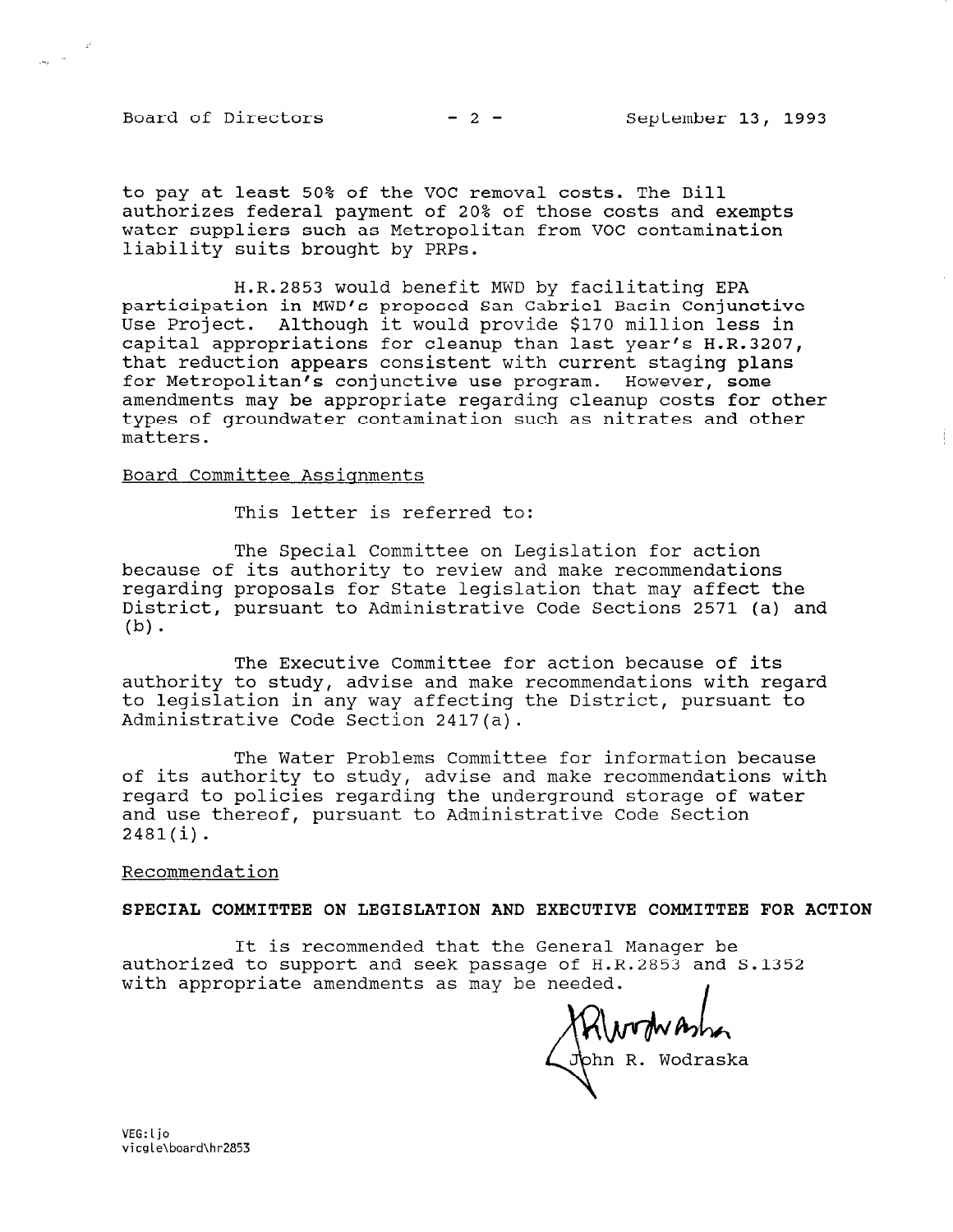to pay at least 50% of the VOC removal costs. The Bill authorizes federal payment of 20% of those costs and exempts water suppliers such as Metropolitan from VOC contamination liability suits brought by PRPs.

H.R.2853 would benefit MWD by facilitating EPA participation in MWD's proposed San Gabriel Basin Conjunctive Use Project. Although it would provide $170 million less in capital appropriations for cleanup than last year's H.R.3207, that reduction appears consistent with current staging plans for Metropolitan's conjunctive use program. However, some amendments may be appropriate regarding cleanup costs for other types of groundwater contamination such as nitrates and other matters.

Board Committee Assignments

This letter is referred to:

The Special Committee on Legislation for action because of its authority to review and make recommendations regarding proposals for State legislation that may affect the District, pursuant to Administrative Code Sections 2571 (a) and (b).

The Executive Committee for action because of its authority to study, advise and make recommendations with regard to legislation in any way affecting the District, pursuant to Administrative Code Section 2417(a).

The Water Problems Committee for information because of its authority to study, advise and make recommendations with regard to policies regarding the underground storage of water and use thereof, pursuant to Administrative Code Section 2481(i).

Recommendation

**SPECIAL COMMITTEE ON LEGISLATION AND EXECUTIVE COMMITTEE FOR ACTION**

It is recommended that the General Manager be authorized to support and seek passage of H.R.2853 and S.1352 with appropriate amendments as may be needed.

John R. Wodraska

VEG:ljo
vicgle\board\hr2853